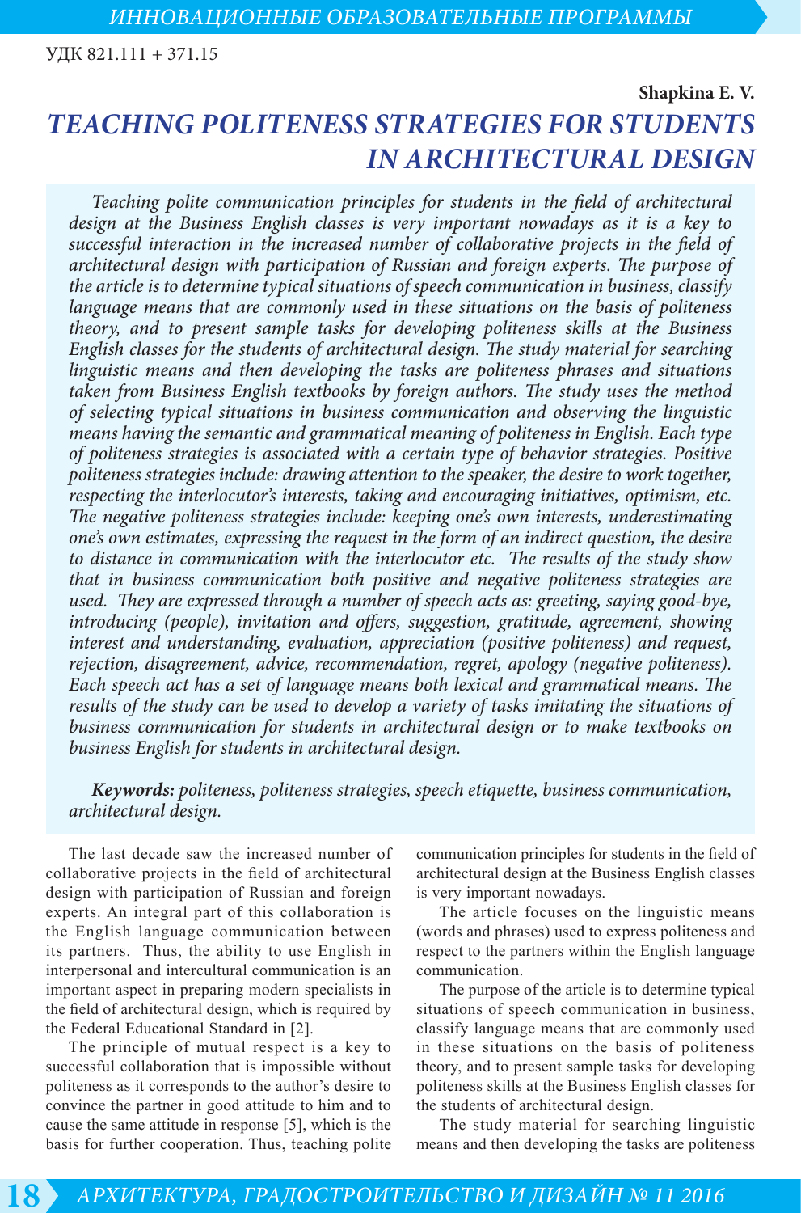УДК 821.111 + 371.15

**Shapkina E. V.**

# *TEACHING POLITENESS STRATEGIES FOR STUDENTS IN ARCHITECTURAL DESIGN*

*Teaching polite communication principles for students in the field of architectural design at the Business English classes is very important nowadays as it is a key to successful interaction in the increased number of collaborative projects in the field of architectural design with participation of Russian and foreign experts. The purpose of the article is to determine typical situations of speech communication in business, classify language means that are commonly used in these situations on the basis of politeness theory, and to present sample tasks for developing politeness skills at the Business English classes for the students of architectural design. The study material for searching linguistic means and then developing the tasks are politeness phrases and situations taken from Business English textbooks by foreign authors. The study uses the method of selecting typical situations in business communication and observing the linguistic means having the semantic and grammatical meaning of politeness in English. Each type of politeness strategies is associated with a certain type of behavior strategies. Positive politeness strategies include: drawing attention to the speaker, the desire to work together, respecting the interlocutor's interests, taking and encouraging initiatives, optimism, etc. The negative politeness strategies include: keeping one's own interests, underestimating one's own estimates, expressing the request in the form of an indirect question, the desire to distance in communication with the interlocutor etc. The results of the study show that in business communication both positive and negative politeness strategies are used. They are expressed through a number of speech acts as: greeting, saying good-bye, introducing (people), invitation and offers, suggestion, gratitude, agreement, showing interest and understanding, evaluation, appreciation (positive politeness) and request, rejection, disagreement, advice, recommendation, regret, apology (negative politeness). Each speech act has a set of language means both lexical and grammatical means. The results of the study can be used to develop a variety of tasks imitating the situations of business communication for students in architectural design or to make textbooks on business English for students in architectural design.*

***Keywords:*** *politeness, politeness strategies, speech etiquette, business communication, architectural design.*

The last decade saw the increased number of collaborative projects in the field of architectural design with participation of Russian and foreign experts. An integral part of this collaboration is the English language communication between its partners. Thus, the ability to use English in interpersonal and intercultural communication is an important aspect in preparing modern specialists in the field of architectural design, which is required by the Federal Educational Standard in [2].

The principle of mutual respect is a key to successful collaboration that is impossible without politeness as it corresponds to the author's desire to convince the partner in good attitude to him and to cause the same attitude in response [5], which is the basis for further cooperation. Thus, teaching polite communication principles for students in the field of architectural design at the Business English classes is very important nowadays.

The article focuses on the linguistic means (words and phrases) used to express politeness and respect to the partners within the English language communication.

The purpose of the article is to determine typical situations of speech communication in business, classify language means that are commonly used in these situations on the basis of politeness theory, and to present sample tasks for developing politeness skills at the Business English classes for the students of architectural design.

The study material for searching linguistic means and then developing the tasks are politeness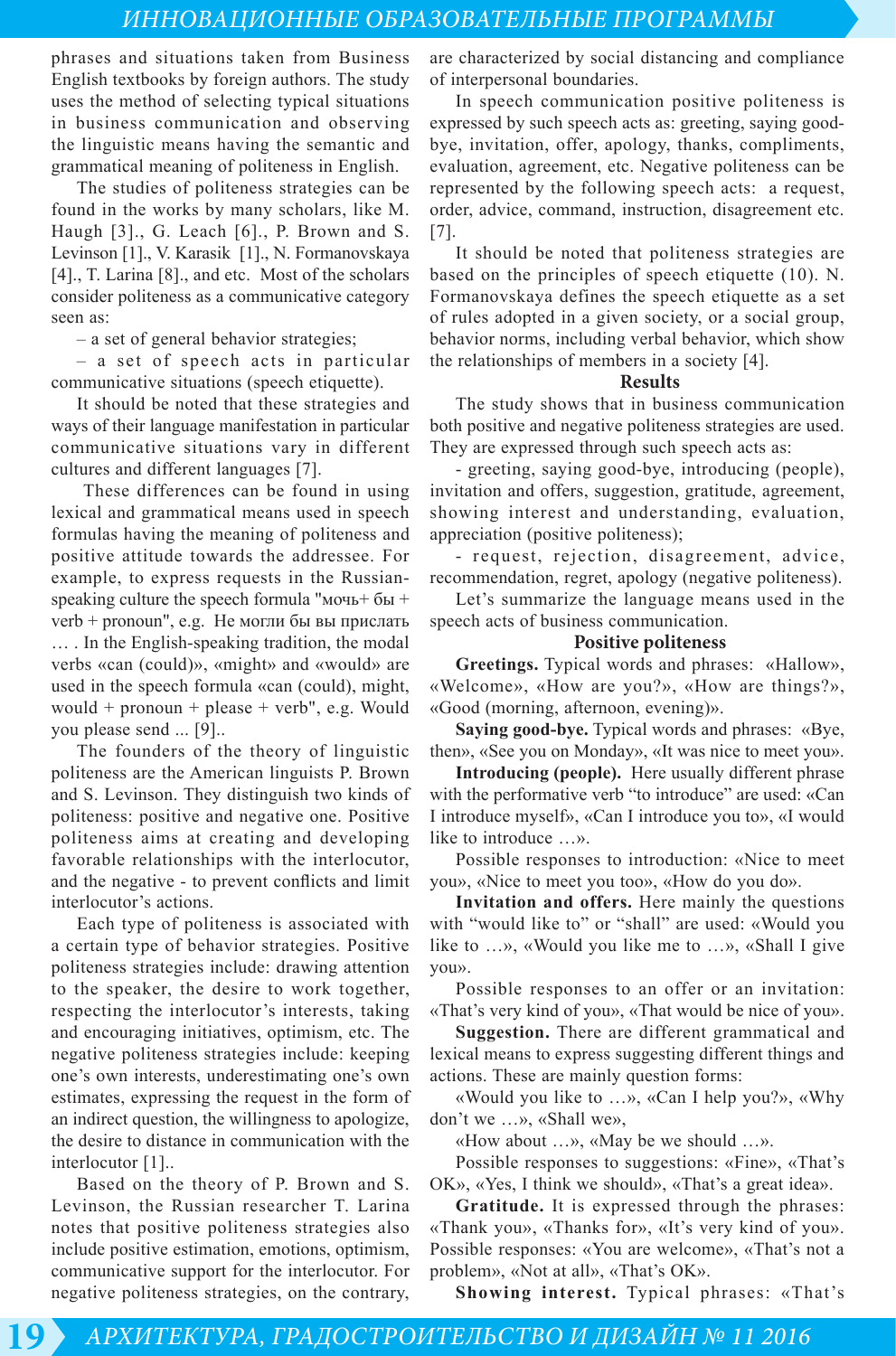phrases and situations taken from Business English textbooks by foreign authors. The study uses the method of selecting typical situations in business communication and observing the linguistic means having the semantic and grammatical meaning of politeness in English.

The studies of politeness strategies can be found in the works by many scholars, like M. Haugh [3]., G. Leach [6]., P. Brown and S. Levinson [1]., V. Karasik [1]., N. Formanovskaya [4]., T. Larina [8]., and etc. Most of the scholars consider politeness as a communicative category seen as:

– a set of general behavior strategies;

– a set of speech acts in particular communicative situations (speech etiquette).

It should be noted that these strategies and ways of their language manifestation in particular communicative situations vary in different cultures and different languages [7].

These differences can be found in using lexical and grammatical means used in speech formulas having the meaning of politeness and positive attitude towards the addressee. For example, to express requests in the Russian-speaking culture the speech formula "мочь+ бы + verb + pronoun", e.g. Не могли бы вы прислать … . In the English-speaking tradition, the modal verbs «can (could)», «might» and «would» are used in the speech formula «can (could), might, would + pronoun + please + verb", e.g. Would you please send ... [9]..

The founders of the theory of linguistic politeness are the American linguists P. Brown and S. Levinson. They distinguish two kinds of politeness: positive and negative one. Positive politeness aims at creating and developing favorable relationships with the interlocutor, and the negative - to prevent conflicts and limit interlocutor's actions.

Each type of politeness is associated with a certain type of behavior strategies. Positive politeness strategies include: drawing attention to the speaker, the desire to work together, respecting the interlocutor's interests, taking and encouraging initiatives, optimism, etc. The negative politeness strategies include: keeping one's own interests, underestimating one's own estimates, expressing the request in the form of an indirect question, the willingness to apologize, the desire to distance in communication with the interlocutor [1]..

Based on the theory of P. Brown and S. Levinson, the Russian researcher T. Larina notes that positive politeness strategies also include positive estimation, emotions, optimism, communicative support for the interlocutor. For negative politeness strategies, on the contrary, are characterized by social distancing and compliance of interpersonal boundaries.

In speech communication positive politeness is expressed by such speech acts as: greeting, saying good-bye, invitation, offer, apology, thanks, compliments, evaluation, agreement, etc. Negative politeness can be represented by the following speech acts: a request, order, advice, command, instruction, disagreement etc. [7].

It should be noted that politeness strategies are based on the principles of speech etiquette (10). N. Formanovskaya defines the speech etiquette as a set of rules adopted in a given society, or a social group, behavior norms, including verbal behavior, which show the relationships of members in a society [4].

## Results

The study shows that in business communication both positive and negative politeness strategies are used. They are expressed through such speech acts as:

- greeting, saying good-bye, introducing (people), invitation and offers, suggestion, gratitude, agreement, showing interest and understanding, evaluation, appreciation (positive politeness);

- request, rejection, disagreement, advice, recommendation, regret, apology (negative politeness).

Let's summarize the language means used in the speech acts of business communication.

### Positive politeness

**Greetings.** Typical words and phrases: «Hallow», «Welcome», «How are you?», «How are things?», «Good (morning, afternoon, evening)».

**Saying good-bye.** Typical words and phrases: «Bye, then», «See you on Monday», «It was nice to meet you».

**Introducing (people).** Here usually different phrase with the performative verb "to introduce" are used: «Can I introduce myself», «Can I introduce you to», «I would like to introduce …».

Possible responses to introduction: «Nice to meet you», «Nice to meet you too», «How do you do».

**Invitation and offers.** Here mainly the questions with "would like to" or "shall" are used: «Would you like to …», «Would you like me to …», «Shall I give you».

Possible responses to an offer or an invitation: «That's very kind of you», «That would be nice of you».

**Suggestion.** There are different grammatical and lexical means to express suggesting different things and actions. These are mainly question forms:

«Would you like to …», «Can I help you?», «Why don't we …», «Shall we»,

«How about …», «May be we should …».

Possible responses to suggestions: «Fine», «That's OK», «Yes, I think we should», «That's a great idea».

**Gratitude.** It is expressed through the phrases: «Thank you», «Thanks for», «It's very kind of you». Possible responses: «You are welcome», «That's not a problem», «Not at all», «That's OK».

**Showing interest.** Typical phrases: «That's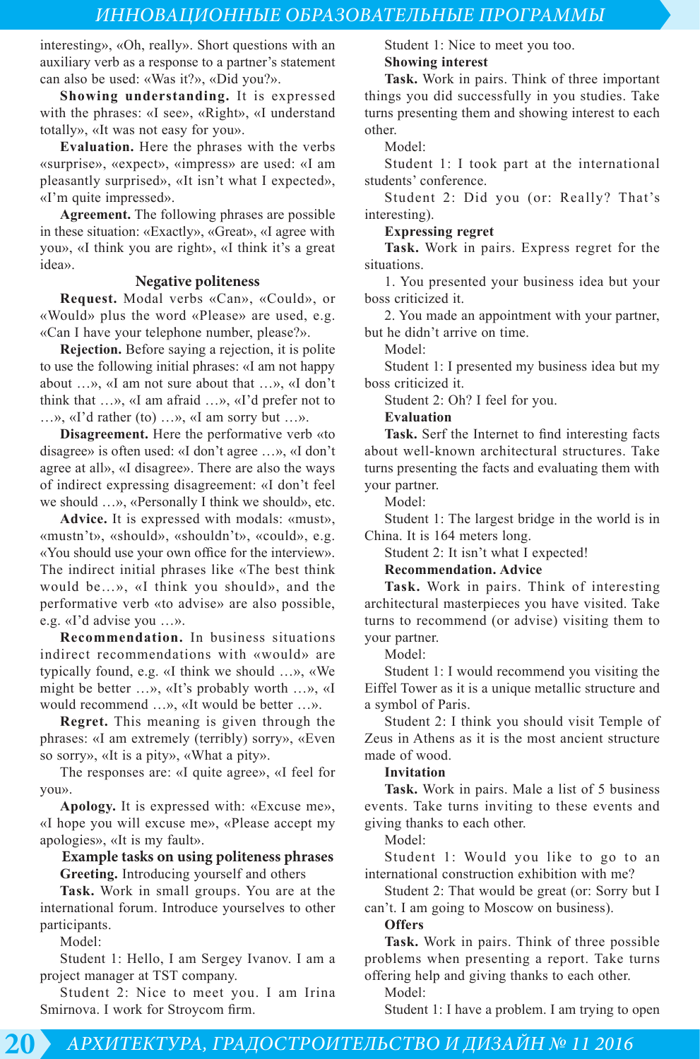interesting», «Oh, really». Short questions with an auxiliary verb as a response to a partner's statement can also be used: «Was it?», «Did you?».

**Showing understanding.** It is expressed with the phrases: «I see», «Right», «I understand totally», «It was not easy for you».

**Evaluation.** Here the phrases with the verbs «surprise», «expect», «impress» are used: «I am pleasantly surprised», «It isn't what I expected», «I'm quite impressed».

**Agreement.** The following phrases are possible in these situation: «Exactly», «Great», «I agree with you», «I think you are right», «I think it's a great idea».

### Negative politeness

**Request.** Modal verbs «Can», «Could», or «Would» plus the word «Please» are used, e.g. «Can I have your telephone number, please?».

**Rejection.** Before saying a rejection, it is polite to use the following initial phrases: «I am not happy about …», «I am not sure about that …», «I don't think that …», «I am afraid …», «I'd prefer not to …», «I'd rather (to) …», «I am sorry but …».

**Disagreement.** Here the performative verb «to disagree» is often used: «I don't agree …», «I don't agree at all», «I disagree». There are also the ways of indirect expressing disagreement: «I don't feel we should …», «Personally I think we should», etc.

**Advice.** It is expressed with modals: «must», «mustn't», «should», «shouldn't», «could», e.g. «You should use your own office for the interview». The indirect initial phrases like «The best think would be…», «I think you should», and the performative verb «to advise» are also possible, e.g. «I'd advise you …».

**Recommendation.** In business situations indirect recommendations with «would» are typically found, e.g. «I think we should …», «We might be better …», «It's probably worth …», «I would recommend …», «It would be better …».

**Regret.** This meaning is given through the phrases: «I am extremely (terribly) sorry», «Even so sorry», «It is a pity», «What a pity».

The responses are: «I quite agree», «I feel for you».

**Apology.** It is expressed with: «Excuse me», «I hope you will excuse me», «Please accept my apologies», «It is my fault».

### Example tasks on using politeness phrases

**Greeting.** Introducing yourself and others

**Task.** Work in small groups. You are at the international forum. Introduce yourselves to other participants.

Model:

Student 1: Hello, I am Sergey Ivanov. I am a project manager at TST company.

Student 2: Nice to meet you. I am Irina Smirnova. I work for Stroycom firm.

Student 1: Nice to meet you too.

**Showing interest**

**Task.** Work in pairs. Think of three important things you did successfully in you studies. Take turns presenting them and showing interest to each other.

Model:

Student 1: I took part at the international students' conference.

Student 2: Did you (or: Really? That's interesting).

**Expressing regret**

**Task.** Work in pairs. Express regret for the situations.

1. You presented your business idea but your boss criticized it.

2. You made an appointment with your partner, but he didn't arrive on time.

Model:

Student 1: I presented my business idea but my boss criticized it.

Student 2: Oh? I feel for you.

**Evaluation**

**Task.** Serf the Internet to find interesting facts about well-known architectural structures. Take turns presenting the facts and evaluating them with your partner.

Model:

Student 1: The largest bridge in the world is in China. It is 164 meters long.

Student 2: It isn't what I expected!

**Recommendation. Advice**

**Task.** Work in pairs. Think of interesting architectural masterpieces you have visited. Take turns to recommend (or advise) visiting them to your partner.

Model:

Student 1: I would recommend you visiting the Eiffel Tower as it is a unique metallic structure and a symbol of Paris.

Student 2: I think you should visit Temple of Zeus in Athens as it is the most ancient structure made of wood.

**Invitation**

**Task.** Work in pairs. Male a list of 5 business events. Take turns inviting to these events and giving thanks to each other.

Model:

Student 1: Would you like to go to an international construction exhibition with me?

Student 2: That would be great (or: Sorry but I can't. I am going to Moscow on business).

**Offers**

**Task.** Work in pairs. Think of three possible problems when presenting a report. Take turns offering help and giving thanks to each other.

Model:

Student 1: I have a problem. I am trying to open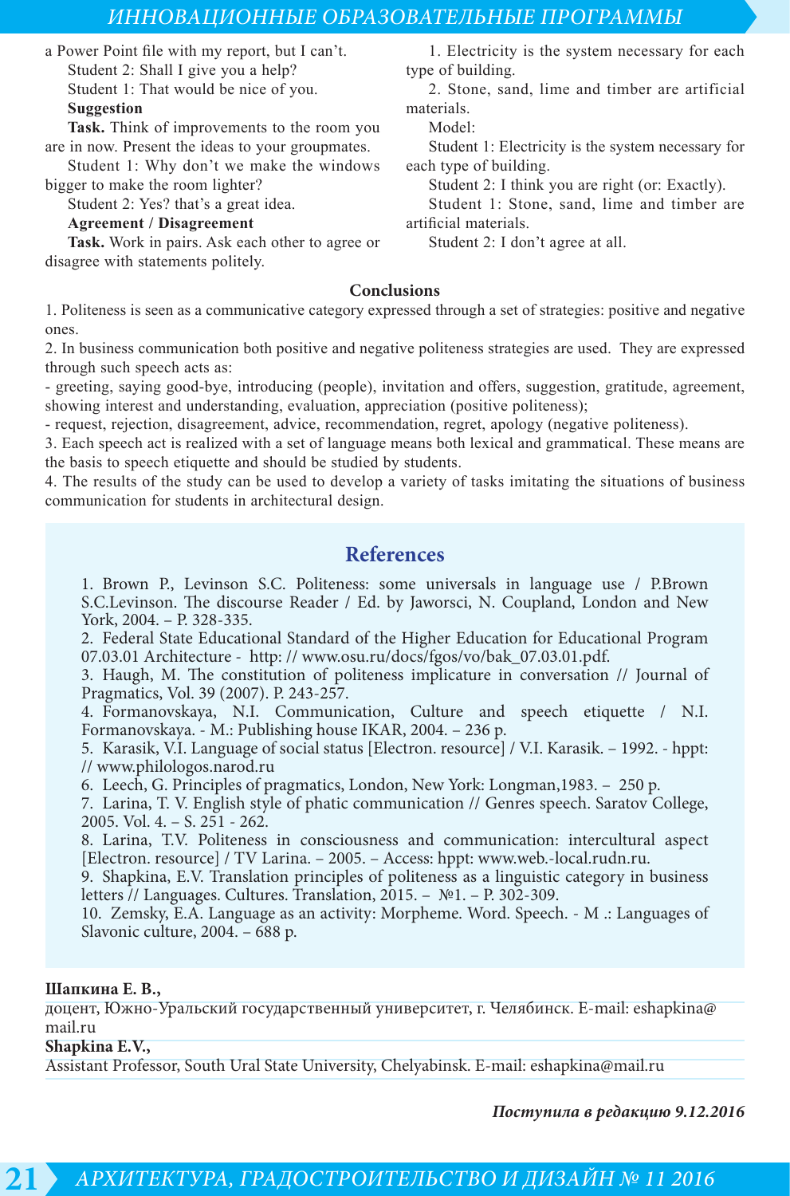a Power Point file with my report, but I can't.

Student 2: Shall I give you a help?

Student 1: That would be nice of you.

**Suggestion**

**Task.** Think of improvements to the room you are in now. Present the ideas to your groupmates.

Student 1: Why don't we make the windows bigger to make the room lighter?

Student 2: Yes? that's a great idea.

**Agreement / Disagreement**

**Task.** Work in pairs. Ask each other to agree or disagree with statements politely.

1. Electricity is the system necessary for each type of building.

2. Stone, sand, lime and timber are artificial materials.

Model:

Student 1: Electricity is the system necessary for each type of building.

Student 2: I think you are right (or: Exactly).

Student 1: Stone, sand, lime and timber are artificial materials.

Student 2: I don't agree at all.

**Conclusions**

1. Politeness is seen as a communicative category expressed through a set of strategies: positive and negative ones.

2. In business communication both positive and negative politeness strategies are used. They are expressed through such speech acts as:

- greeting, saying good-bye, introducing (people), invitation and offers, suggestion, gratitude, agreement, showing interest and understanding, evaluation, appreciation (positive politeness);
- request, rejection, disagreement, advice, recommendation, regret, apology (negative politeness).

3. Each speech act is realized with a set of language means both lexical and grammatical. These means are the basis to speech etiquette and should be studied by students.

4. The results of the study can be used to develop a variety of tasks imitating the situations of business communication for students in architectural design.

## References

1. Brown P., Levinson S.C. Politeness: some universals in language use / P.Brown S.C.Levinson. The discourse Reader / Ed. by Jaworsci, N. Coupland, London and New York, 2004. – P. 328-335.
2. Federal State Educational Standard of the Higher Education for Educational Program 07.03.01 Architecture - http: // www.osu.ru/docs/fgos/vo/bak_07.03.01.pdf.
3. Haugh, M. The constitution of politeness implicature in conversation // Journal of Pragmatics, Vol. 39 (2007). P. 243-257.
4. Formanovskaya, N.I. Communication, Culture and speech etiquette / N.I. Formanovskaya. - M.: Publishing house IKAR, 2004. – 236 p.
5. Karasik, V.I. Language of social status [Electron. resource] / V.I. Karasik. – 1992. - hppt: // www.philologos.narod.ru
6. Leech, G. Principles of pragmatics, London, New York: Longman,1983. – 250 p.
7. Larina, T. V. English style of phatic communication // Genres speech. Saratov College, 2005. Vol. 4. – S. 251 - 262.
8. Larina, T.V. Politeness in consciousness and communication: intercultural aspect [Electron. resource] / TV Larina. – 2005. – Access: hppt: www.web.-local.rudn.ru.
9. Shapkina, E.V. Translation principles of politeness as a linguistic category in business letters // Languages. Cultures. Translation, 2015. – №1. – P. 302-309.
10. Zemsky, E.A. Language as an activity: Morpheme. Word. Speech. - M .: Languages of Slavonic culture, 2004. – 688 p.

**Шапкина Е. В.,**
доцент, Южно-Уральский государственный университет, г. Челябинск. E-mail: eshapkina@mail.ru

**Shapkina E.V.,**
Assistant Professor, South Ural State University, Chelyabinsk. E-mail: eshapkina@mail.ru

***Поступила в редакцию 9.12.2016***